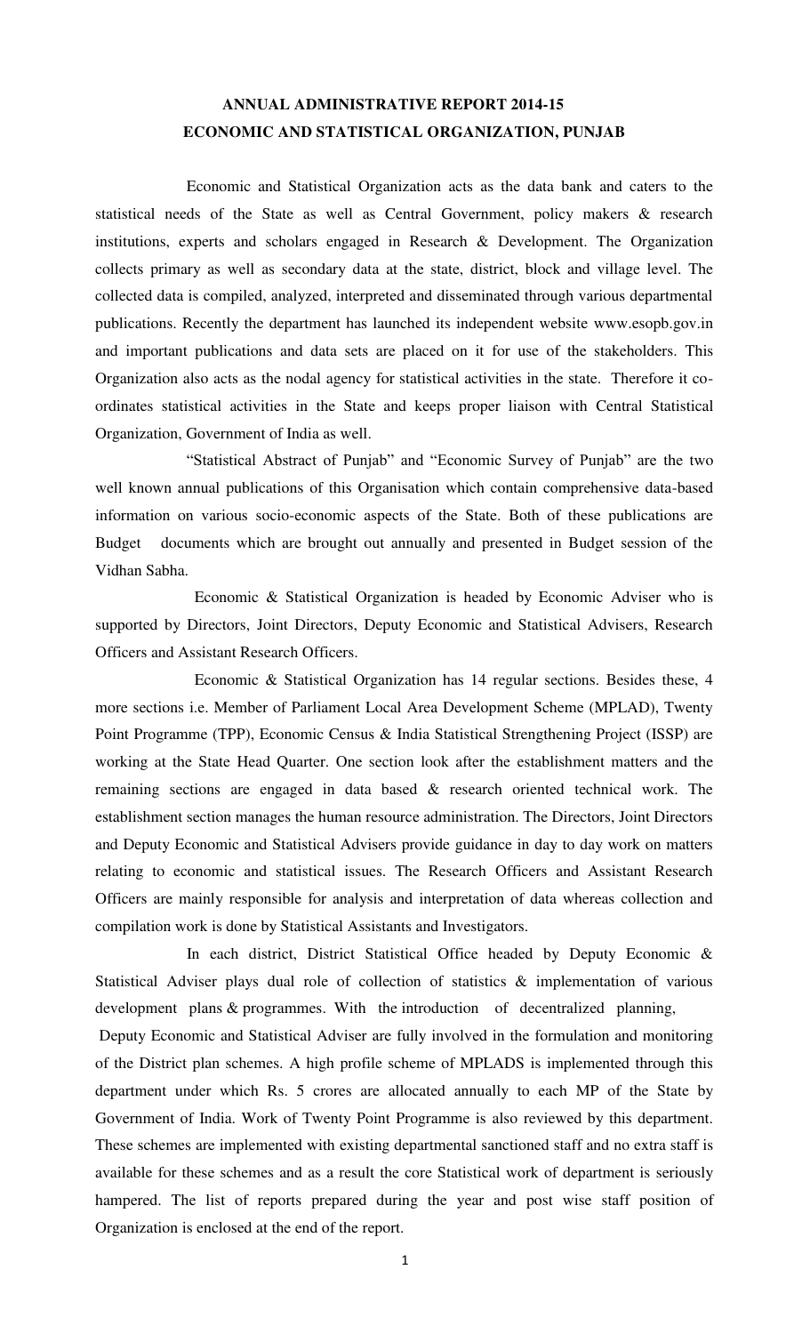# ANNUAL ADMINISTRATIVE REPORT 2014-15
## ECONOMIC AND STATISTICAL ORGANIZATION, PUNJAB

Economic and Statistical Organization acts as the data bank and caters to the statistical needs of the State as well as Central Government, policy makers & research institutions, experts and scholars engaged in Research & Development. The Organization collects primary as well as secondary data at the state, district, block and village level. The collected data is compiled, analyzed, interpreted and disseminated through various departmental publications. Recently the department has launched its independent website www.esopb.gov.in and important publications and data sets are placed on it for use of the stakeholders. This Organization also acts as the nodal agency for statistical activities in the state. Therefore it co-ordinates statistical activities in the State and keeps proper liaison with Central Statistical Organization, Government of India as well.

"Statistical Abstract of Punjab" and "Economic Survey of Punjab" are the two well known annual publications of this Organisation which contain comprehensive data-based information on various socio-economic aspects of the State. Both of these publications are Budget documents which are brought out annually and presented in Budget session of the Vidhan Sabha.

Economic & Statistical Organization is headed by Economic Adviser who is supported by Directors, Joint Directors, Deputy Economic and Statistical Advisers, Research Officers and Assistant Research Officers.

Economic & Statistical Organization has 14 regular sections. Besides these, 4 more sections i.e. Member of Parliament Local Area Development Scheme (MPLAD), Twenty Point Programme (TPP), Economic Census & India Statistical Strengthening Project (ISSP) are working at the State Head Quarter. One section look after the establishment matters and the remaining sections are engaged in data based & research oriented technical work. The establishment section manages the human resource administration. The Directors, Joint Directors and Deputy Economic and Statistical Advisers provide guidance in day to day work on matters relating to economic and statistical issues. The Research Officers and Assistant Research Officers are mainly responsible for analysis and interpretation of data whereas collection and compilation work is done by Statistical Assistants and Investigators.

In each district, District Statistical Office headed by Deputy Economic & Statistical Adviser plays dual role of collection of statistics & implementation of various development plans & programmes. With the introduction of decentralized planning, Deputy Economic and Statistical Adviser are fully involved in the formulation and monitoring of the District plan schemes. A high profile scheme of MPLADS is implemented through this department under which Rs. 5 crores are allocated annually to each MP of the State by Government of India. Work of Twenty Point Programme is also reviewed by this department. These schemes are implemented with existing departmental sanctioned staff and no extra staff is available for these schemes and as a result the core Statistical work of department is seriously hampered. The list of reports prepared during the year and post wise staff position of Organization is enclosed at the end of the report.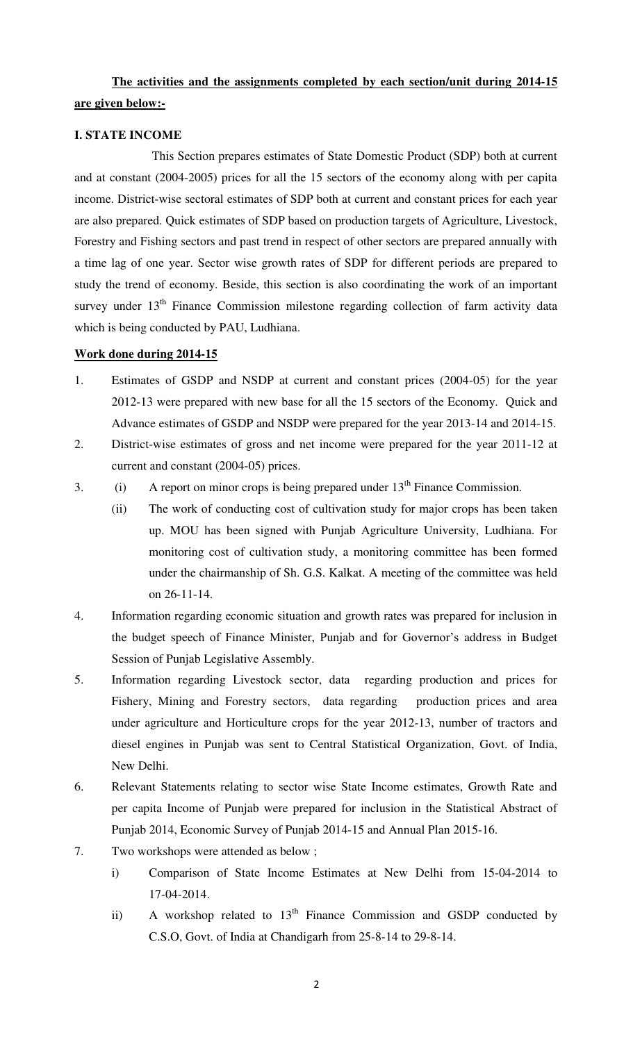**<u>The activities and the assignments completed by each section/unit during 2014-15 are given below:-</u>**

**I. STATE INCOME**

This Section prepares estimates of State Domestic Product (SDP) both at current and at constant (2004-2005) prices for all the 15 sectors of the economy along with per capita income. District-wise sectoral estimates of SDP both at current and constant prices for each year are also prepared. Quick estimates of SDP based on production targets of Agriculture, Livestock, Forestry and Fishing sectors and past trend in respect of other sectors are prepared annually with a time lag of one year. Sector wise growth rates of SDP for different periods are prepared to study the trend of economy. Beside, this section is also coordinating the work of an important survey under 13th Finance Commission milestone regarding collection of farm activity data which is being conducted by PAU, Ludhiana.

**<u>Work done during 2014-15</u>**

1. Estimates of GSDP and NSDP at current and constant prices (2004-05) for the year 2012-13 were prepared with new base for all the 15 sectors of the Economy. Quick and Advance estimates of GSDP and NSDP were prepared for the year 2013-14 and 2014-15.
2. District-wise estimates of gross and net income were prepared for the year 2011-12 at current and constant (2004-05) prices.
3. (i) A report on minor crops is being prepared under 13th Finance Commission.
   (ii) The work of conducting cost of cultivation study for major crops has been taken up. MOU has been signed with Punjab Agriculture University, Ludhiana. For monitoring cost of cultivation study, a monitoring committee has been formed under the chairmanship of Sh. G.S. Kalkat. A meeting of the committee was held on 26-11-14.
4. Information regarding economic situation and growth rates was prepared for inclusion in the budget speech of Finance Minister, Punjab and for Governor's address in Budget Session of Punjab Legislative Assembly.
5. Information regarding Livestock sector, data regarding production and prices for Fishery, Mining and Forestry sectors, data regarding production prices and area under agriculture and Horticulture crops for the year 2012-13, number of tractors and diesel engines in Punjab was sent to Central Statistical Organization, Govt. of India, New Delhi.
6. Relevant Statements relating to sector wise State Income estimates, Growth Rate and per capita Income of Punjab were prepared for inclusion in the Statistical Abstract of Punjab 2014, Economic Survey of Punjab 2014-15 and Annual Plan 2015-16.
7. Two workshops were attended as below ;
   i) Comparison of State Income Estimates at New Delhi from 15-04-2014 to 17-04-2014.
   ii) A workshop related to 13th Finance Commission and GSDP conducted by C.S.O, Govt. of India at Chandigarh from 25-8-14 to 29-8-14.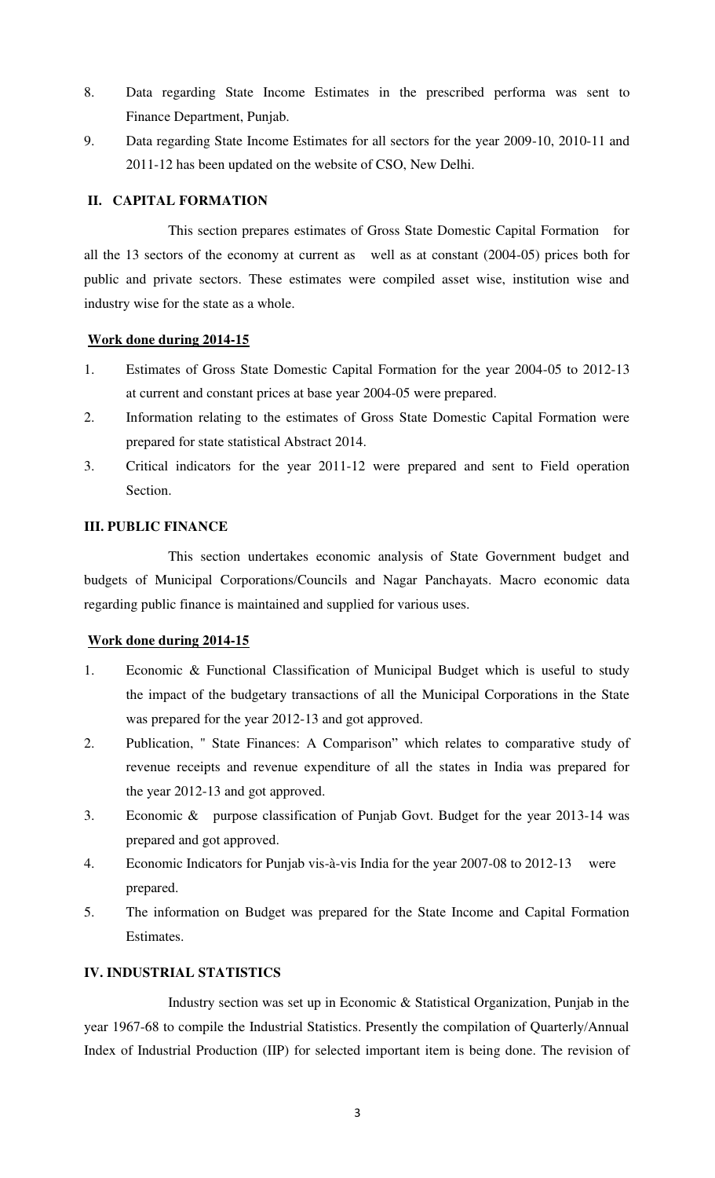8. Data regarding State Income Estimates in the prescribed performa was sent to Finance Department, Punjab.
9. Data regarding State Income Estimates for all sectors for the year 2009-10, 2010-11 and 2011-12 has been updated on the website of CSO, New Delhi.

## II. CAPITAL FORMATION

This section prepares estimates of Gross State Domestic Capital Formation for all the 13 sectors of the economy at current as well as at constant (2004-05) prices both for public and private sectors. These estimates were compiled asset wise, institution wise and industry wise for the state as a whole.

**Work done during 2014-15**

1. Estimates of Gross State Domestic Capital Formation for the year 2004-05 to 2012-13 at current and constant prices at base year 2004-05 were prepared.
2. Information relating to the estimates of Gross State Domestic Capital Formation were prepared for state statistical Abstract 2014.
3. Critical indicators for the year 2011-12 were prepared and sent to Field operation Section.

## III. PUBLIC FINANCE

This section undertakes economic analysis of State Government budget and budgets of Municipal Corporations/Councils and Nagar Panchayats. Macro economic data regarding public finance is maintained and supplied for various uses.

**Work done during 2014-15**

1. Economic & Functional Classification of Municipal Budget which is useful to study the impact of the budgetary transactions of all the Municipal Corporations in the State was prepared for the year 2012-13 and got approved.
2. Publication, " State Finances: A Comparison" which relates to comparative study of revenue receipts and revenue expenditure of all the states in India was prepared for the year 2012-13 and got approved.
3. Economic & purpose classification of Punjab Govt. Budget for the year 2013-14 was prepared and got approved.
4. Economic Indicators for Punjab vis-à-vis India for the year 2007-08 to 2012-13 were prepared.
5. The information on Budget was prepared for the State Income and Capital Formation Estimates.

## IV. INDUSTRIAL STATISTICS

Industry section was set up in Economic & Statistical Organization, Punjab in the year 1967-68 to compile the Industrial Statistics. Presently the compilation of Quarterly/Annual Index of Industrial Production (IIP) for selected important item is being done. The revision of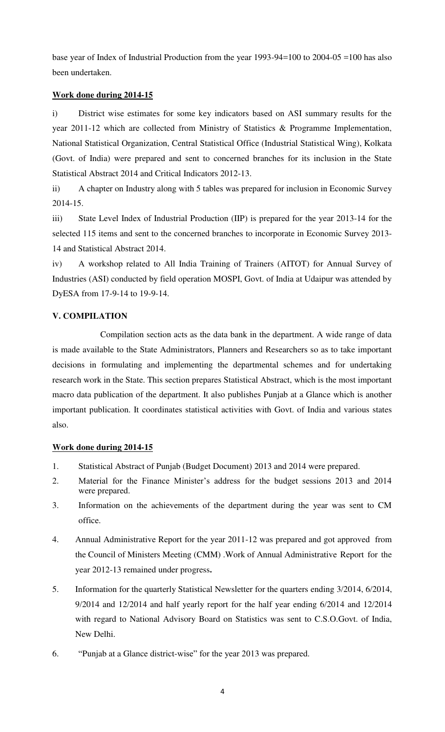base year of Index of Industrial Production from the year 1993-94=100 to 2004-05 =100 has also been undertaken.

**<u>Work done during 2014-15</u>**

i) District wise estimates for some key indicators based on ASI summary results for the year 2011-12 which are collected from Ministry of Statistics & Programme Implementation, National Statistical Organization, Central Statistical Office (Industrial Statistical Wing), Kolkata (Govt. of India) were prepared and sent to concerned branches for its inclusion in the State Statistical Abstract 2014 and Critical Indicators 2012-13.

ii) A chapter on Industry along with 5 tables was prepared for inclusion in Economic Survey 2014-15.

iii) State Level Index of Industrial Production (IIP) is prepared for the year 2013-14 for the selected 115 items and sent to the concerned branches to incorporate in Economic Survey 2013-14 and Statistical Abstract 2014.

iv) A workshop related to All India Training of Trainers (AITOT) for Annual Survey of Industries (ASI) conducted by field operation MOSPI, Govt. of India at Udaipur was attended by DyESA from 17-9-14 to 19-9-14.

## V. COMPILATION

Compilation section acts as the data bank in the department. A wide range of data is made available to the State Administrators, Planners and Researchers so as to take important decisions in formulating and implementing the departmental schemes and for undertaking research work in the State. This section prepares Statistical Abstract, which is the most important macro data publication of the department. It also publishes Punjab at a Glance which is another important publication. It coordinates statistical activities with Govt. of India and various states also.

**<u>Work done during 2014-15</u>**

1. Statistical Abstract of Punjab (Budget Document) 2013 and 2014 were prepared.
2. Material for the Finance Minister's address for the budget sessions 2013 and 2014 were prepared.
3. Information on the achievements of the department during the year was sent to CM office.
4. Annual Administrative Report for the year 2011-12 was prepared and got approved from the Council of Ministers Meeting (CMM) .Work of Annual Administrative Report for the year 2012-13 remained under progress**.**
5. Information for the quarterly Statistical Newsletter for the quarters ending 3/2014, 6/2014, 9/2014 and 12/2014 and half yearly report for the half year ending 6/2014 and 12/2014 with regard to National Advisory Board on Statistics was sent to C.S.O.Govt. of India, New Delhi.
6. "Punjab at a Glance district-wise" for the year 2013 was prepared.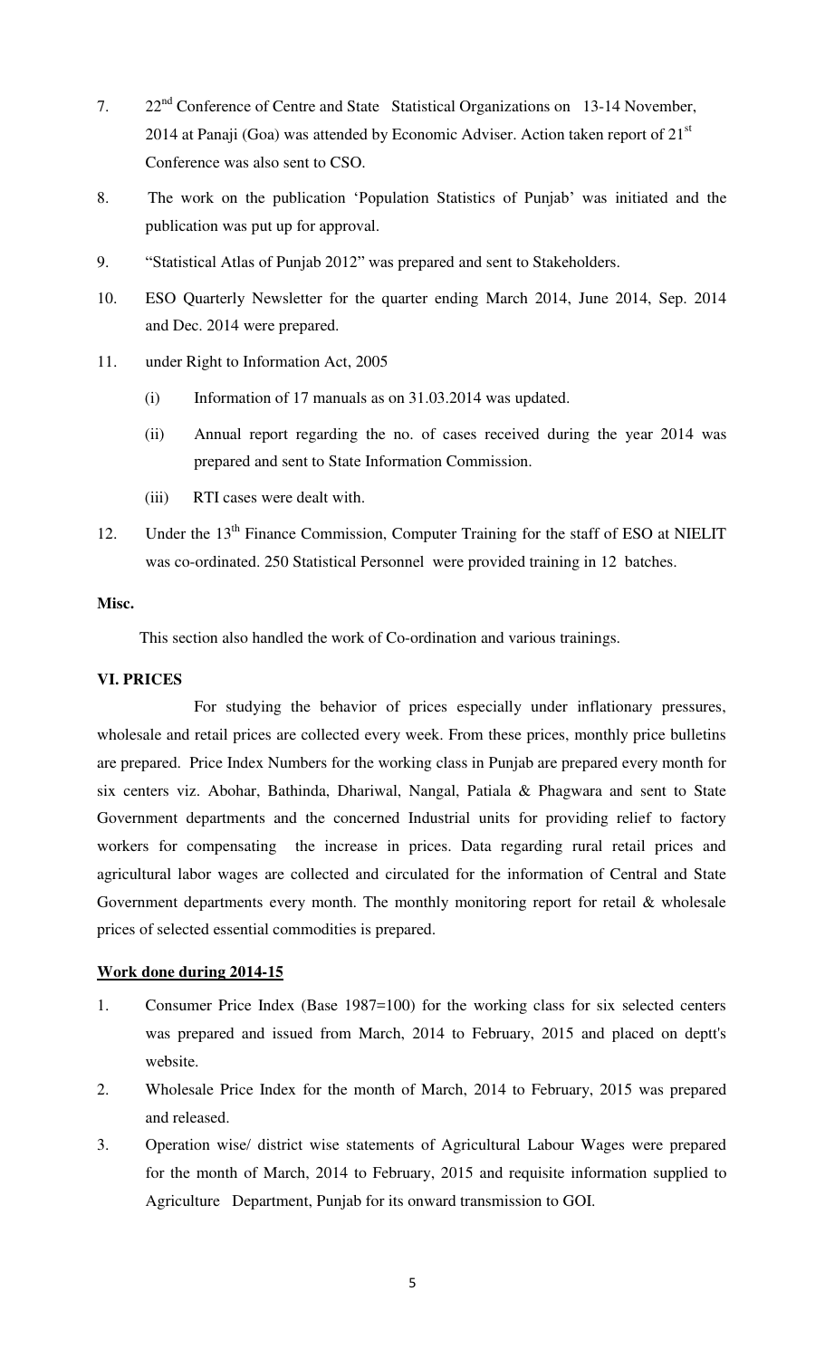7. 22nd Conference of Centre and State Statistical Organizations on 13-14 November, 2014 at Panaji (Goa) was attended by Economic Adviser. Action taken report of 21st Conference was also sent to CSO.

8. The work on the publication 'Population Statistics of Punjab' was initiated and the publication was put up for approval.

9. "Statistical Atlas of Punjab 2012" was prepared and sent to Stakeholders.

10. ESO Quarterly Newsletter for the quarter ending March 2014, June 2014, Sep. 2014 and Dec. 2014 were prepared.

11. under Right to Information Act, 2005

    (i) Information of 17 manuals as on 31.03.2014 was updated.

    (ii) Annual report regarding the no. of cases received during the year 2014 was prepared and sent to State Information Commission.

    (iii) RTI cases were dealt with.

12. Under the 13th Finance Commission, Computer Training for the staff of ESO at NIELIT was co-ordinated. 250 Statistical Personnel were provided training in 12 batches.

**Misc.**

This section also handled the work of Co-ordination and various trainings.

## VI. PRICES

For studying the behavior of prices especially under inflationary pressures, wholesale and retail prices are collected every week. From these prices, monthly price bulletins are prepared. Price Index Numbers for the working class in Punjab are prepared every month for six centers viz. Abohar, Bathinda, Dhariwal, Nangal, Patiala & Phagwara and sent to State Government departments and the concerned Industrial units for providing relief to factory workers for compensating the increase in prices. Data regarding rural retail prices and agricultural labor wages are collected and circulated for the information of Central and State Government departments every month. The monthly monitoring report for retail & wholesale prices of selected essential commodities is prepared.

**Work done during 2014-15**

1. Consumer Price Index (Base 1987=100) for the working class for six selected centers was prepared and issued from March, 2014 to February, 2015 and placed on deptt's website.
2. Wholesale Price Index for the month of March, 2014 to February, 2015 was prepared and released.
3. Operation wise/ district wise statements of Agricultural Labour Wages were prepared for the month of March, 2014 to February, 2015 and requisite information supplied to Agriculture Department, Punjab for its onward transmission to GOI.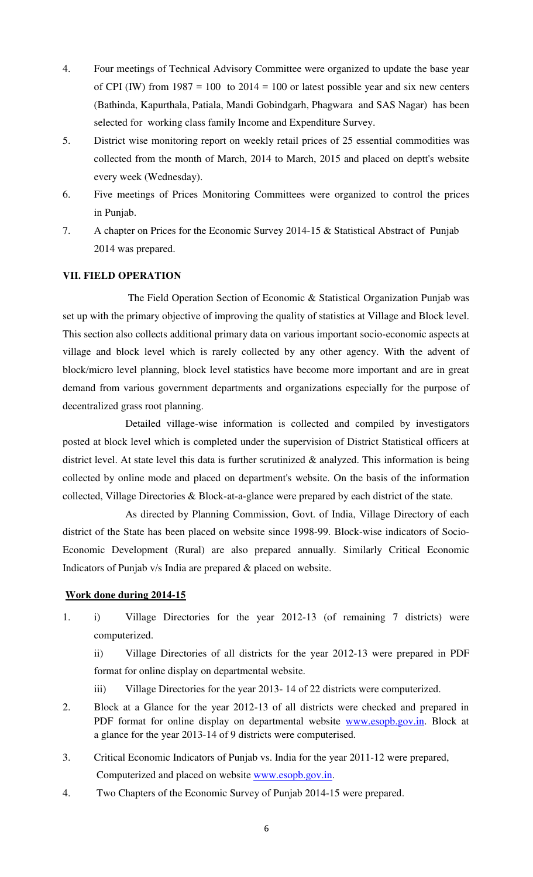4. Four meetings of Technical Advisory Committee were organized to update the base year of CPI (IW) from 1987 = 100 to 2014 = 100 or latest possible year and six new centers (Bathinda, Kapurthala, Patiala, Mandi Gobindgarh, Phagwara and SAS Nagar) has been selected for working class family Income and Expenditure Survey.
5. District wise monitoring report on weekly retail prices of 25 essential commodities was collected from the month of March, 2014 to March, 2015 and placed on deptt's website every week (Wednesday).
6. Five meetings of Prices Monitoring Committees were organized to control the prices in Punjab.
7. A chapter on Prices for the Economic Survey 2014-15 & Statistical Abstract of Punjab 2014 was prepared.

### VII. FIELD OPERATION

The Field Operation Section of Economic & Statistical Organization Punjab was set up with the primary objective of improving the quality of statistics at Village and Block level. This section also collects additional primary data on various important socio-economic aspects at village and block level which is rarely collected by any other agency. With the advent of block/micro level planning, block level statistics have become more important and are in great demand from various government departments and organizations especially for the purpose of decentralized grass root planning.

Detailed village-wise information is collected and compiled by investigators posted at block level which is completed under the supervision of District Statistical officers at district level. At state level this data is further scrutinized & analyzed. This information is being collected by online mode and placed on department's website. On the basis of the information collected, Village Directories & Block-at-a-glance were prepared by each district of the state.

As directed by Planning Commission, Govt. of India, Village Directory of each district of the State has been placed on website since 1998-99. Block-wise indicators of Socio-Economic Development (Rural) are also prepared annually. Similarly Critical Economic Indicators of Punjab v/s India are prepared & placed on website.

**Work done during 2014-15**

1. i) Village Directories for the year 2012-13 (of remaining 7 districts) were computerized.

   ii) Village Directories of all districts for the year 2012-13 were prepared in PDF format for online display on departmental website.

   iii) Village Directories for the year 2013- 14 of 22 districts were computerized.
2. Block at a Glance for the year 2012-13 of all districts were checked and prepared in PDF format for online display on departmental website www.esopb.gov.in. Block at a glance for the year 2013-14 of 9 districts were computerised.
3. Critical Economic Indicators of Punjab vs. India for the year 2011-12 were prepared, Computerized and placed on website www.esopb.gov.in.
4. Two Chapters of the Economic Survey of Punjab 2014-15 were prepared.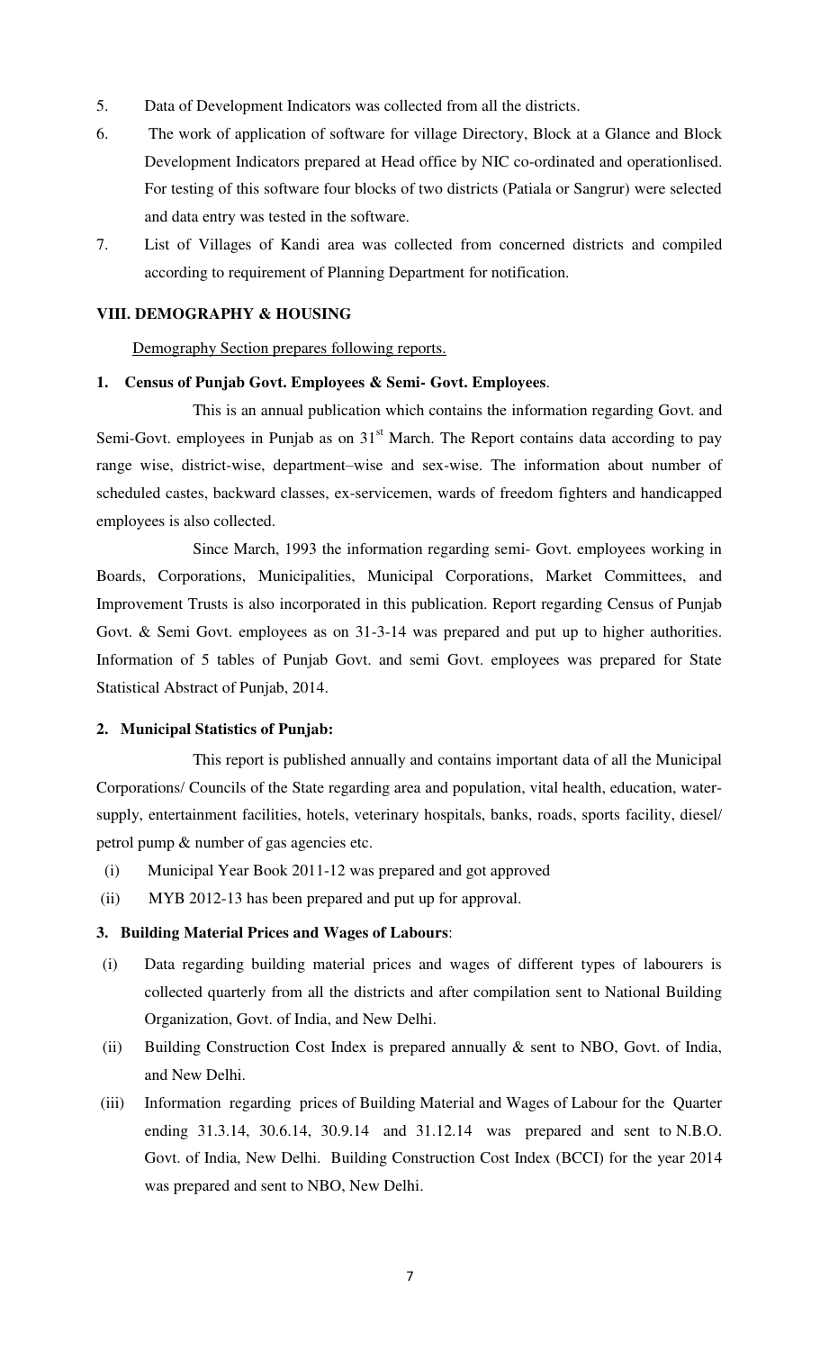5. Data of Development Indicators was collected from all the districts.

6. The work of application of software for village Directory, Block at a Glance and Block Development Indicators prepared at Head office by NIC co-ordinated and operationlised. For testing of this software four blocks of two districts (Patiala or Sangrur) were selected and data entry was tested in the software.

7. List of Villages of Kandi area was collected from concerned districts and compiled according to requirement of Planning Department for notification.

## VIII. DEMOGRAPHY & HOUSING

Demography Section prepares following reports.

**1. Census of Punjab Govt. Employees & Semi- Govt. Employees**.

This is an annual publication which contains the information regarding Govt. and Semi-Govt. employees in Punjab as on 31st March. The Report contains data according to pay range wise, district-wise, department–wise and sex-wise. The information about number of scheduled castes, backward classes, ex-servicemen, wards of freedom fighters and handicapped employees is also collected.

Since March, 1993 the information regarding semi- Govt. employees working in Boards, Corporations, Municipalities, Municipal Corporations, Market Committees, and Improvement Trusts is also incorporated in this publication. Report regarding Census of Punjab Govt. & Semi Govt. employees as on 31-3-14 was prepared and put up to higher authorities. Information of 5 tables of Punjab Govt. and semi Govt. employees was prepared for State Statistical Abstract of Punjab, 2014.

**2. Municipal Statistics of Punjab:**

This report is published annually and contains important data of all the Municipal Corporations/ Councils of the State regarding area and population, vital health, education, water-supply, entertainment facilities, hotels, veterinary hospitals, banks, roads, sports facility, diesel/ petrol pump & number of gas agencies etc.

(i) Municipal Year Book 2011-12 was prepared and got approved

(ii) MYB 2012-13 has been prepared and put up for approval.

**3. Building Material Prices and Wages of Labours**:

(i) Data regarding building material prices and wages of different types of labourers is collected quarterly from all the districts and after compilation sent to National Building Organization, Govt. of India, and New Delhi.

(ii) Building Construction Cost Index is prepared annually & sent to NBO, Govt. of India, and New Delhi.

(iii) Information regarding prices of Building Material and Wages of Labour for the Quarter ending 31.3.14, 30.6.14, 30.9.14 and 31.12.14 was prepared and sent to N.B.O. Govt. of India, New Delhi. Building Construction Cost Index (BCCI) for the year 2014 was prepared and sent to NBO, New Delhi.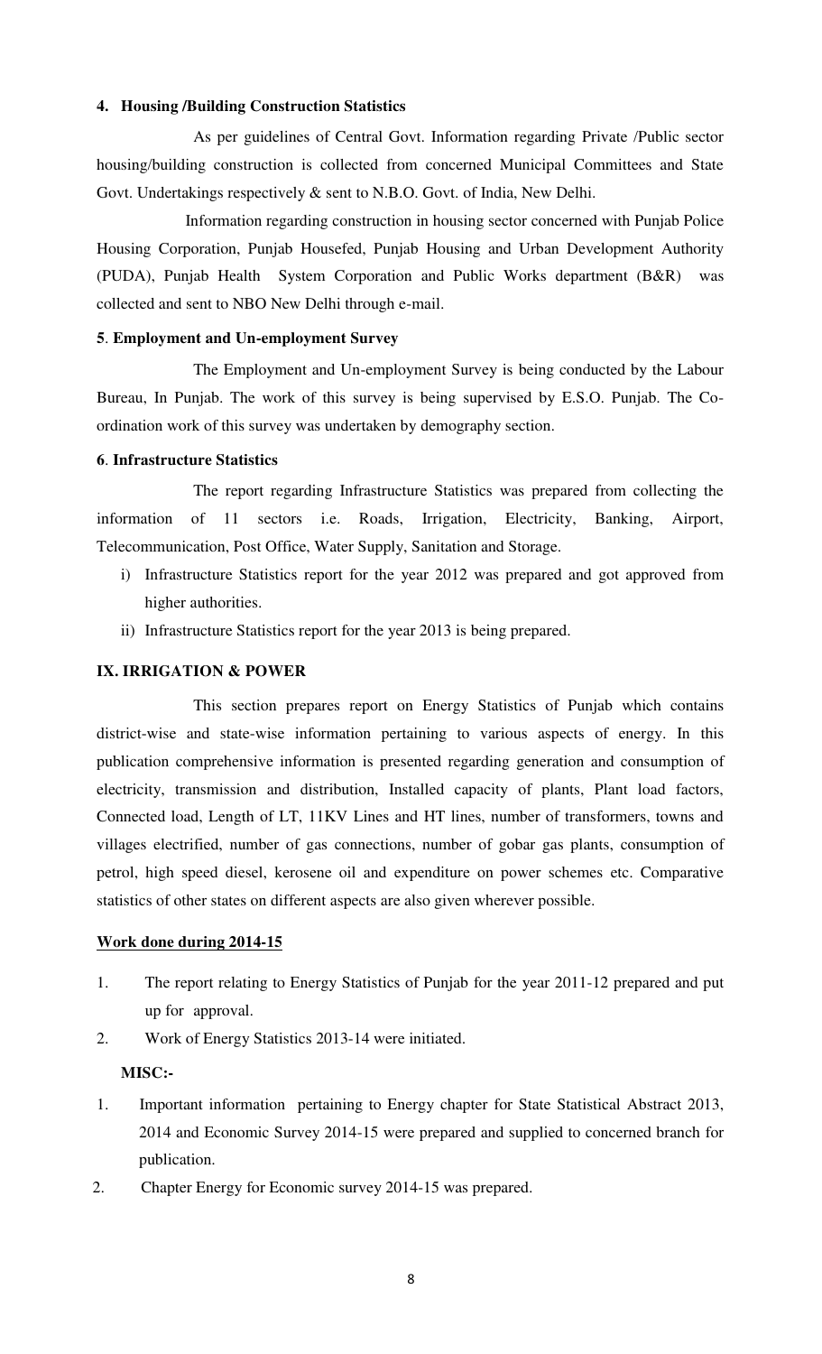**4. Housing /Building Construction Statistics**

As per guidelines of Central Govt. Information regarding Private /Public sector housing/building construction is collected from concerned Municipal Committees and State Govt. Undertakings respectively & sent to N.B.O. Govt. of India, New Delhi.

Information regarding construction in housing sector concerned with Punjab Police Housing Corporation, Punjab Housefed, Punjab Housing and Urban Development Authority (PUDA), Punjab Health System Corporation and Public Works department (B&R) was collected and sent to NBO New Delhi through e-mail.

**5**. **Employment and Un-employment Survey**

The Employment and Un-employment Survey is being conducted by the Labour Bureau, In Punjab. The work of this survey is being supervised by E.S.O. Punjab. The Co-ordination work of this survey was undertaken by demography section.

**6**. **Infrastructure Statistics**

The report regarding Infrastructure Statistics was prepared from collecting the information of 11 sectors i.e. Roads, Irrigation, Electricity, Banking, Airport, Telecommunication, Post Office, Water Supply, Sanitation and Storage.

i) Infrastructure Statistics report for the year 2012 was prepared and got approved from higher authorities.
ii) Infrastructure Statistics report for the year 2013 is being prepared.

**IX. IRRIGATION & POWER**

This section prepares report on Energy Statistics of Punjab which contains district-wise and state-wise information pertaining to various aspects of energy. In this publication comprehensive information is presented regarding generation and consumption of electricity, transmission and distribution, Installed capacity of plants, Plant load factors, Connected load, Length of LT, 11KV Lines and HT lines, number of transformers, towns and villages electrified, number of gas connections, number of gobar gas plants, consumption of petrol, high speed diesel, kerosene oil and expenditure on power schemes etc. Comparative statistics of other states on different aspects are also given wherever possible.

**Work done during 2014-15**

1. The report relating to Energy Statistics of Punjab for the year 2011-12 prepared and put up for approval.
2. Work of Energy Statistics 2013-14 were initiated.

**MISC:-**

1. Important information pertaining to Energy chapter for State Statistical Abstract 2013, 2014 and Economic Survey 2014-15 were prepared and supplied to concerned branch for publication.
2. Chapter Energy for Economic survey 2014-15 was prepared.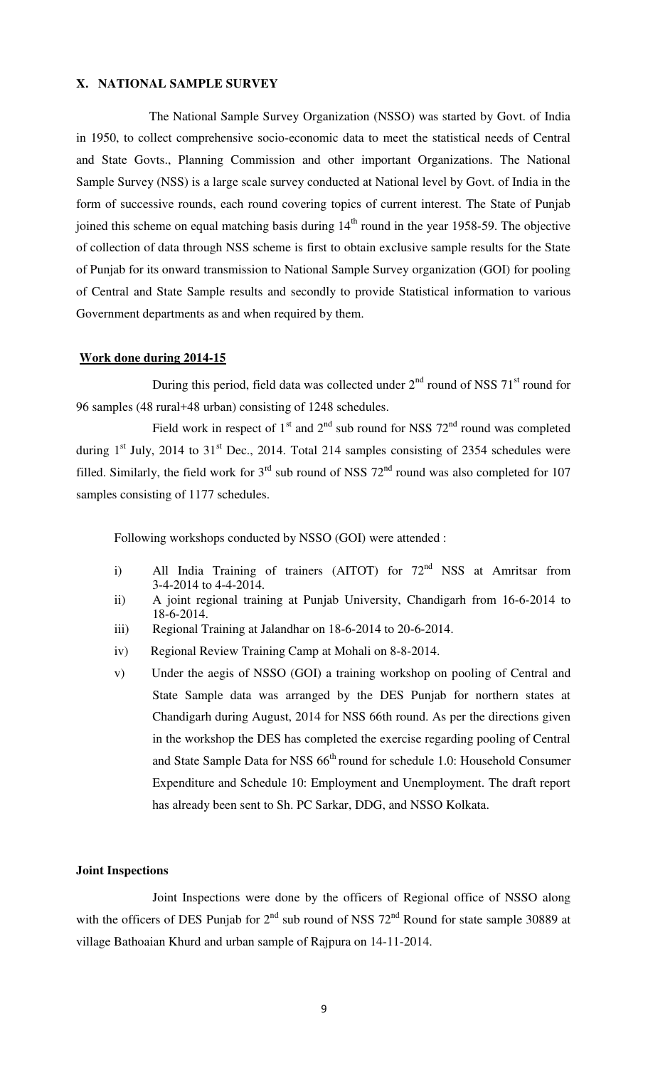## X. NATIONAL SAMPLE SURVEY

The National Sample Survey Organization (NSSO) was started by Govt. of India in 1950, to collect comprehensive socio-economic data to meet the statistical needs of Central and State Govts., Planning Commission and other important Organizations. The National Sample Survey (NSS) is a large scale survey conducted at National level by Govt. of India in the form of successive rounds, each round covering topics of current interest. The State of Punjab joined this scheme on equal matching basis during 14th round in the year 1958-59. The objective of collection of data through NSS scheme is first to obtain exclusive sample results for the State of Punjab for its onward transmission to National Sample Survey organization (GOI) for pooling of Central and State Sample results and secondly to provide Statistical information to various Government departments as and when required by them.

**Work done during 2014-15**

During this period, field data was collected under 2nd round of NSS 71st round for 96 samples (48 rural+48 urban) consisting of 1248 schedules.

Field work in respect of 1st and 2nd sub round for NSS 72nd round was completed during 1st July, 2014 to 31st Dec., 2014. Total 214 samples consisting of 2354 schedules were filled. Similarly, the field work for 3rd sub round of NSS 72nd round was also completed for 107 samples consisting of 1177 schedules.

Following workshops conducted by NSSO (GOI) were attended :

i) All India Training of trainers (AITOT) for 72nd NSS at Amritsar from 3-4-2014 to 4-4-2014.

ii) A joint regional training at Punjab University, Chandigarh from 16-6-2014 to 18-6-2014.

iii) Regional Training at Jalandhar on 18-6-2014 to 20-6-2014.

iv) Regional Review Training Camp at Mohali on 8-8-2014.

v) Under the aegis of NSSO (GOI) a training workshop on pooling of Central and State Sample data was arranged by the DES Punjab for northern states at Chandigarh during August, 2014 for NSS 66th round. As per the directions given in the workshop the DES has completed the exercise regarding pooling of Central and State Sample Data for NSS 66th round for schedule 1.0: Household Consumer Expenditure and Schedule 10: Employment and Unemployment. The draft report has already been sent to Sh. PC Sarkar, DDG, and NSSO Kolkata.

**Joint Inspections**

Joint Inspections were done by the officers of Regional office of NSSO along with the officers of DES Punjab for 2nd sub round of NSS 72nd Round for state sample 30889 at village Bathoaian Khurd and urban sample of Rajpura on 14-11-2014.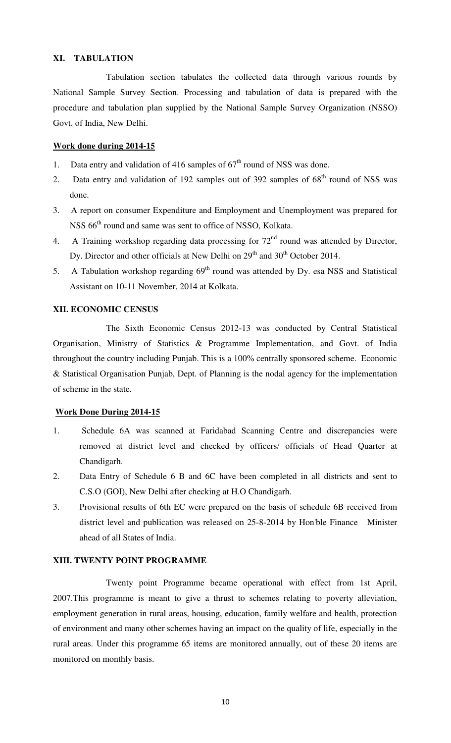## XI. TABULATION

Tabulation section tabulates the collected data through various rounds by National Sample Survey Section. Processing and tabulation of data is prepared with the procedure and tabulation plan supplied by the National Sample Survey Organization (NSSO) Govt. of India, New Delhi.

**Work done during 2014-15**

1. Data entry and validation of 416 samples of 67th round of NSS was done.
2. Data entry and validation of 192 samples out of 392 samples of 68th round of NSS was done.
3. A report on consumer Expenditure and Employment and Unemployment was prepared for NSS 66th round and same was sent to office of NSSO, Kolkata.
4. A Training workshop regarding data processing for 72nd round was attended by Director, Dy. Director and other officials at New Delhi on 29th and 30th October 2014.
5. A Tabulation workshop regarding 69th round was attended by Dy. esa NSS and Statistical Assistant on 10-11 November, 2014 at Kolkata.

## XII. ECONOMIC CENSUS

The Sixth Economic Census 2012-13 was conducted by Central Statistical Organisation, Ministry of Statistics & Programme Implementation, and Govt. of India throughout the country including Punjab. This is a 100% centrally sponsored scheme. Economic & Statistical Organisation Punjab, Dept. of Planning is the nodal agency for the implementation of scheme in the state.

**Work Done During 2014-15**

1. Schedule 6A was scanned at Faridabad Scanning Centre and discrepancies were removed at district level and checked by officers/ officials of Head Quarter at Chandigarh.
2. Data Entry of Schedule 6 B and 6C have been completed in all districts and sent to C.S.O (GOI), New Delhi after checking at H.O Chandigarh.
3. Provisional results of 6th EC were prepared on the basis of schedule 6B received from district level and publication was released on 25-8-2014 by Hon'ble Finance Minister ahead of all States of India.

## XIII. TWENTY POINT PROGRAMME

Twenty point Programme became operational with effect from 1st April, 2007.This programme is meant to give a thrust to schemes relating to poverty alleviation, employment generation in rural areas, housing, education, family welfare and health, protection of environment and many other schemes having an impact on the quality of life, especially in the rural areas. Under this programme 65 items are monitored annually, out of these 20 items are monitored on monthly basis.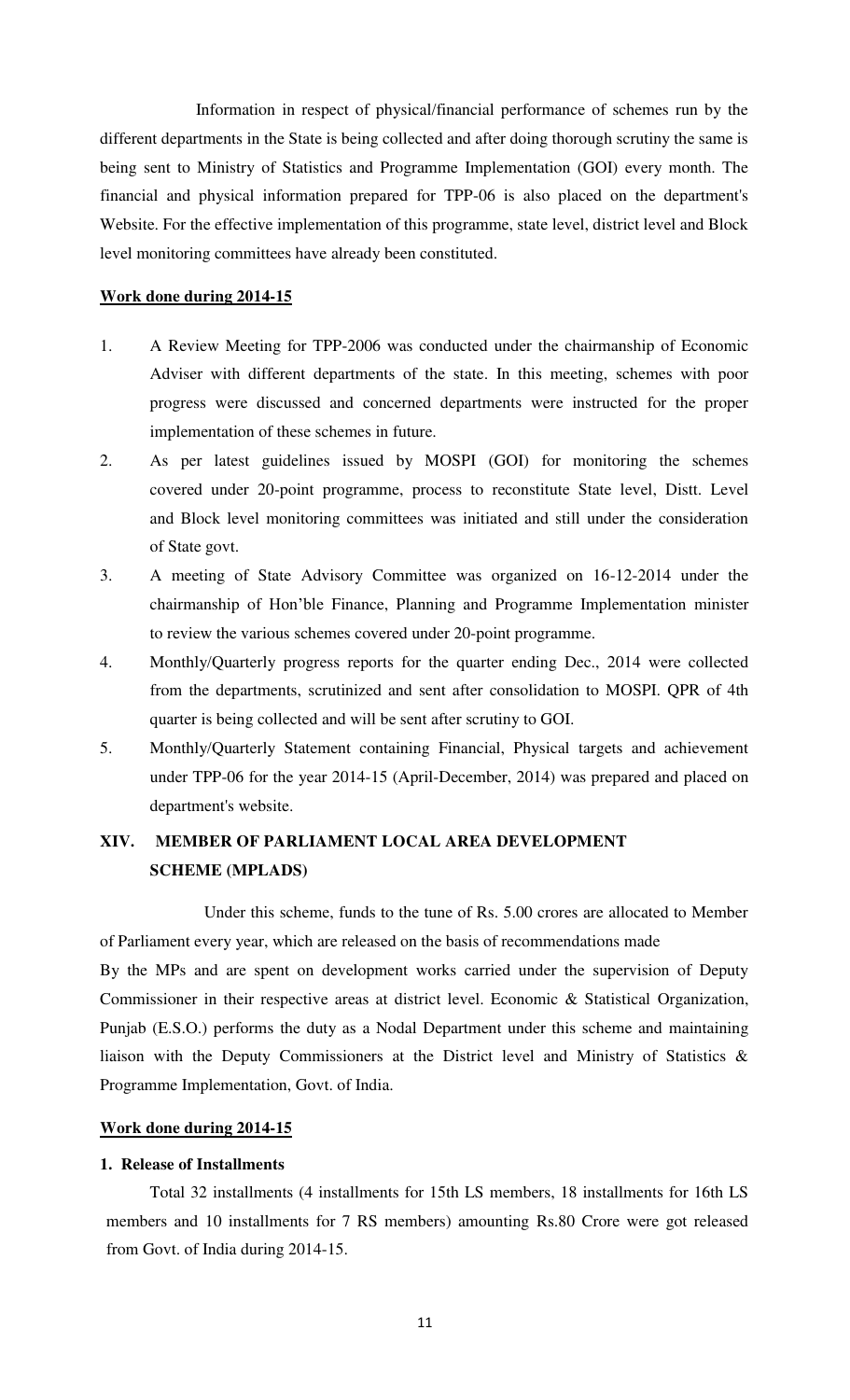Information in respect of physical/financial performance of schemes run by the different departments in the State is being collected and after doing thorough scrutiny the same is being sent to Ministry of Statistics and Programme Implementation (GOI) every month. The financial and physical information prepared for TPP-06 is also placed on the department's Website. For the effective implementation of this programme, state level, district level and Block level monitoring committees have already been constituted.

**Work done during 2014-15**

1. A Review Meeting for TPP-2006 was conducted under the chairmanship of Economic Adviser with different departments of the state. In this meeting, schemes with poor progress were discussed and concerned departments were instructed for the proper implementation of these schemes in future.
2. As per latest guidelines issued by MOSPI (GOI) for monitoring the schemes covered under 20-point programme, process to reconstitute State level, Distt. Level and Block level monitoring committees was initiated and still under the consideration of State govt.
3. A meeting of State Advisory Committee was organized on 16-12-2014 under the chairmanship of Hon'ble Finance, Planning and Programme Implementation minister to review the various schemes covered under 20-point programme.
4. Monthly/Quarterly progress reports for the quarter ending Dec., 2014 were collected from the departments, scrutinized and sent after consolidation to MOSPI. QPR of 4th quarter is being collected and will be sent after scrutiny to GOI.
5. Monthly/Quarterly Statement containing Financial, Physical targets and achievement under TPP-06 for the year 2014-15 (April-December, 2014) was prepared and placed on department's website.

## XIV. MEMBER OF PARLIAMENT LOCAL AREA DEVELOPMENT SCHEME (MPLADS)

Under this scheme, funds to the tune of Rs. 5.00 crores are allocated to Member of Parliament every year, which are released on the basis of recommendations made By the MPs and are spent on development works carried under the supervision of Deputy Commissioner in their respective areas at district level. Economic & Statistical Organization, Punjab (E.S.O.) performs the duty as a Nodal Department under this scheme and maintaining liaison with the Deputy Commissioners at the District level and Ministry of Statistics & Programme Implementation, Govt. of India.

**Work done during 2014-15**

**1. Release of Installments**

Total 32 installments (4 installments for 15th LS members, 18 installments for 16th LS members and 10 installments for 7 RS members) amounting Rs.80 Crore were got released from Govt. of India during 2014-15.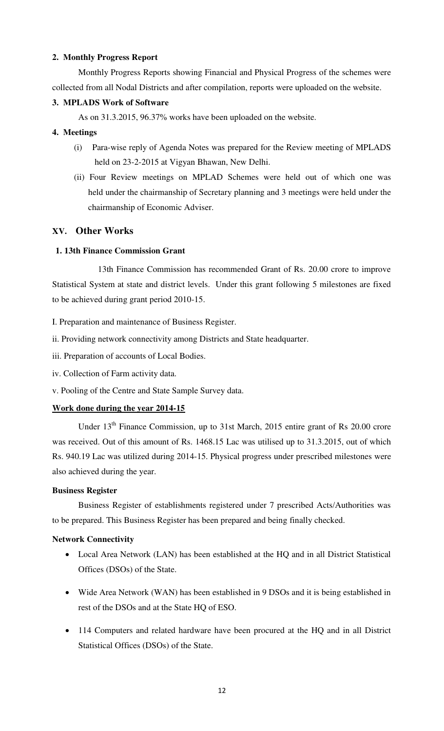**2. Monthly Progress Report**

Monthly Progress Reports showing Financial and Physical Progress of the schemes were collected from all Nodal Districts and after compilation, reports were uploaded on the website.

**3. MPLADS Work of Software**

As on 31.3.2015, 96.37% works have been uploaded on the website.

**4. Meetings**

(i) Para-wise reply of Agenda Notes was prepared for the Review meeting of MPLADS held on 23-2-2015 at Vigyan Bhawan, New Delhi.

(ii) Four Review meetings on MPLAD Schemes were held out of which one was held under the chairmanship of Secretary planning and 3 meetings were held under the chairmanship of Economic Adviser.

## XV. Other Works

**1. 13th Finance Commission Grant**

13th Finance Commission has recommended Grant of Rs. 20.00 crore to improve Statistical System at state and district levels. Under this grant following 5 milestones are fixed to be achieved during grant period 2010-15.

I. Preparation and maintenance of Business Register.

ii. Providing network connectivity among Districts and State headquarter.

iii. Preparation of accounts of Local Bodies.

iv. Collection of Farm activity data.

v. Pooling of the Centre and State Sample Survey data.

**Work done during the year 2014-15**

Under 13th Finance Commission, up to 31st March, 2015 entire grant of Rs 20.00 crore was received. Out of this amount of Rs. 1468.15 Lac was utilised up to 31.3.2015, out of which Rs. 940.19 Lac was utilized during 2014-15. Physical progress under prescribed milestones were also achieved during the year.

**Business Register**

Business Register of establishments registered under 7 prescribed Acts/Authorities was to be prepared. This Business Register has been prepared and being finally checked.

**Network Connectivity**

- Local Area Network (LAN) has been established at the HQ and in all District Statistical Offices (DSOs) of the State.
- Wide Area Network (WAN) has been established in 9 DSOs and it is being established in rest of the DSOs and at the State HQ of ESO.
- 114 Computers and related hardware have been procured at the HQ and in all District Statistical Offices (DSOs) of the State.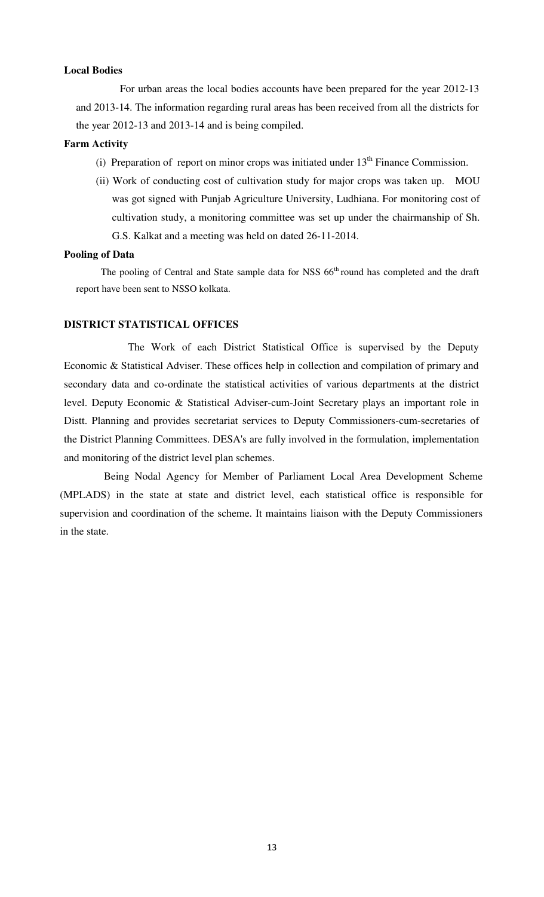**Local Bodies**

For urban areas the local bodies accounts have been prepared for the year 2012-13 and 2013-14. The information regarding rural areas has been received from all the districts for the year 2012-13 and 2013-14 and is being compiled.

**Farm Activity**

(i) Preparation of report on minor crops was initiated under 13th Finance Commission.

(ii) Work of conducting cost of cultivation study for major crops was taken up. MOU was got signed with Punjab Agriculture University, Ludhiana. For monitoring cost of cultivation study, a monitoring committee was set up under the chairmanship of Sh. G.S. Kalkat and a meeting was held on dated 26-11-2014.

**Pooling of Data**

The pooling of Central and State sample data for NSS 66th round has completed and the draft report have been sent to NSSO kolkata.

## DISTRICT STATISTICAL OFFICES

The Work of each District Statistical Office is supervised by the Deputy Economic & Statistical Adviser. These offices help in collection and compilation of primary and secondary data and co-ordinate the statistical activities of various departments at the district level. Deputy Economic & Statistical Adviser-cum-Joint Secretary plays an important role in Distt. Planning and provides secretariat services to Deputy Commissioners-cum-secretaries of the District Planning Committees. DESA's are fully involved in the formulation, implementation and monitoring of the district level plan schemes.

Being Nodal Agency for Member of Parliament Local Area Development Scheme (MPLADS) in the state at state and district level, each statistical office is responsible for supervision and coordination of the scheme. It maintains liaison with the Deputy Commissioners in the state.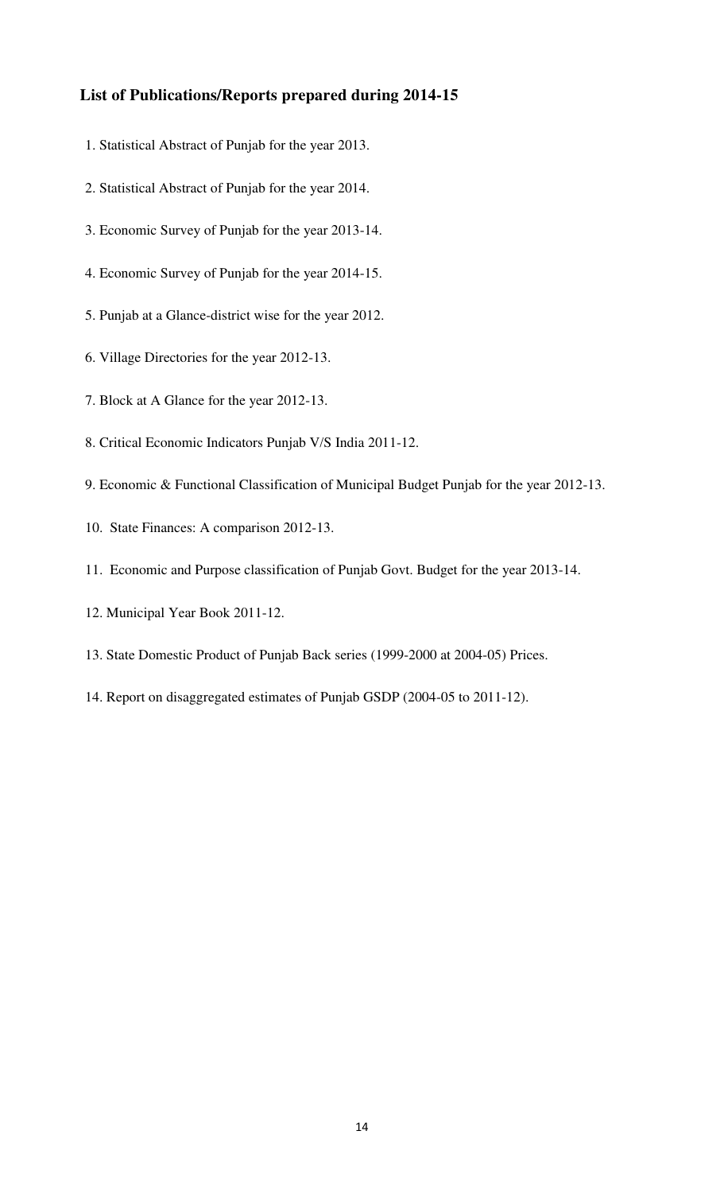### List of Publications/Reports prepared during 2014-15

1. Statistical Abstract of Punjab for the year 2013.
2. Statistical Abstract of Punjab for the year 2014.
3. Economic Survey of Punjab for the year 2013-14.
4. Economic Survey of Punjab for the year 2014-15.
5. Punjab at a Glance-district wise for the year 2012.
6. Village Directories for the year 2012-13.
7. Block at A Glance for the year 2012-13.
8. Critical Economic Indicators Punjab V/S India 2011-12.
9. Economic & Functional Classification of Municipal Budget Punjab for the year 2012-13.
10. State Finances: A comparison 2012-13.
11. Economic and Purpose classification of Punjab Govt. Budget for the year 2013-14.
12. Municipal Year Book 2011-12.
13. State Domestic Product of Punjab Back series (1999-2000 at 2004-05) Prices.
14. Report on disaggregated estimates of Punjab GSDP (2004-05 to 2011-12).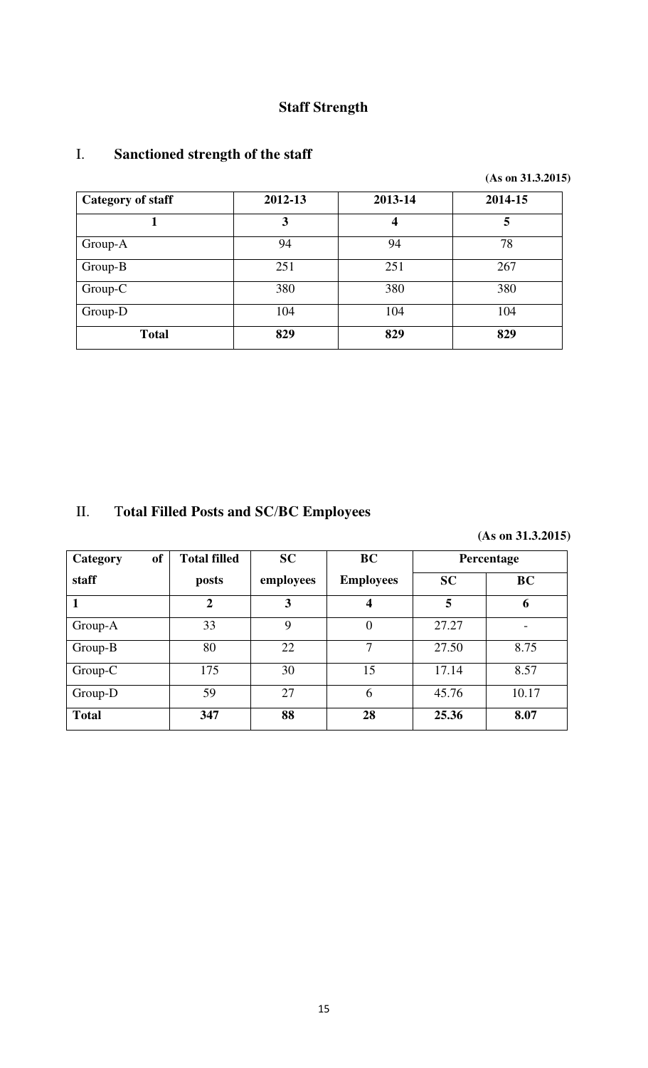## Staff Strength

### I. Sanctioned strength of the staff

**(As on 31.3.2015)**

| Category of staff | 2012-13 | 2013-14 | 2014-15 |
|---|---|---|---|
| **1** | **3** | **4** | **5** |
| Group-A | 94 | 94 | 78 |
| Group-B | 251 | 251 | 267 |
| Group-C | 380 | 380 | 380 |
| Group-D | 104 | 104 | 104 |
| **Total** | **829** | **829** | **829** |

### II. Total Filled Posts and SC/BC Employees

**(As on 31.3.2015)**

| Category of staff | Total filled posts | SC employees | BC Employees | Percentage | |
|---|---|---|---|---|---|
| | | | | **SC** | **BC** |
| **1** | **2** | **3** | **4** | **5** | **6** |
| Group-A | 33 | 9 | 0 | 27.27 | - |
| Group-B | 80 | 22 | 7 | 27.50 | 8.75 |
| Group-C | 175 | 30 | 15 | 17.14 | 8.57 |
| Group-D | 59 | 27 | 6 | 45.76 | 10.17 |
| **Total** | **347** | **88** | **28** | **25.36** | **8.07** |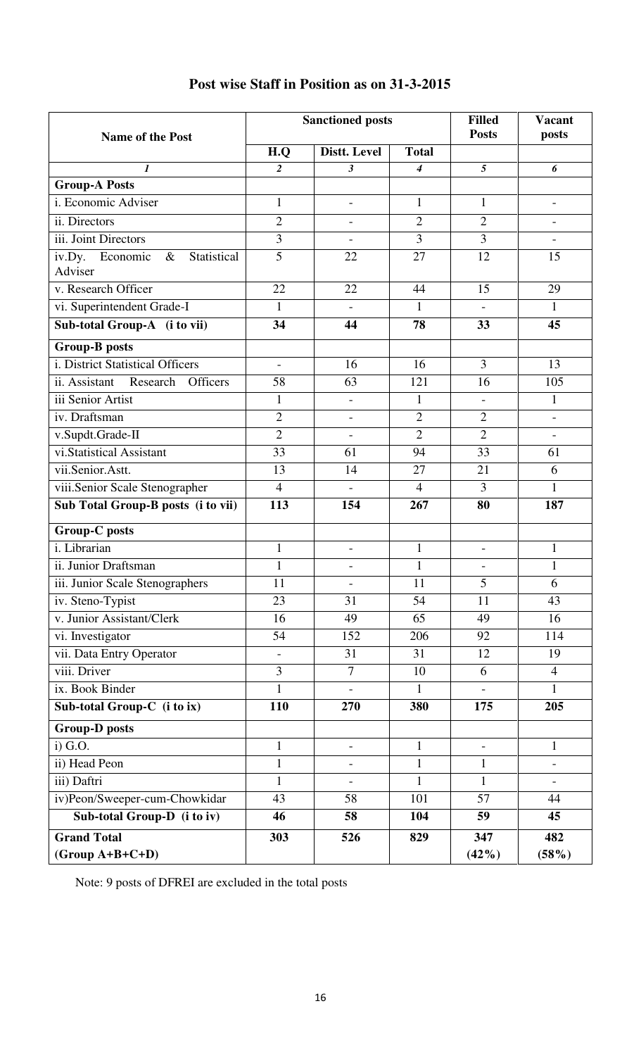## Post wise Staff in Position as on 31-3-2015

| Name of the Post | Sanctioned posts | | | Filled Posts | Vacant posts |
|---|---|---|---|---|---|
| | H.Q | Distt. Level | Total | | |
| *1* | *2* | *3* | *4* | *5* | *6* |
| **Group-A Posts** | | | | | |
| i. Economic Adviser | 1 | - | 1 | 1 | - |
| ii. Directors | 2 | - | 2 | 2 | - |
| iii. Joint Directors | 3 | - | 3 | 3 | - |
| iv.Dy. Economic & Statistical Adviser | 5 | 22 | 27 | 12 | 15 |
| v. Research Officer | 22 | 22 | 44 | 15 | 29 |
| vi. Superintendent Grade-I | 1 | - | 1 | - | 1 |
| **Sub-total Group-A (i to vii)** | **34** | **44** | **78** | **33** | **45** |
| **Group-B posts** | | | | | |
| i. District Statistical Officers | - | 16 | 16 | 3 | 13 |
| ii. Assistant Research Officers | 58 | 63 | 121 | 16 | 105 |
| iii Senior Artist | 1 | - | 1 | - | 1 |
| iv. Draftsman | 2 | - | 2 | 2 | - |
| v.Supdt.Grade-II | 2 | - | 2 | 2 | - |
| vi.Statistical Assistant | 33 | 61 | 94 | 33 | 61 |
| vii.Senior.Astt. | 13 | 14 | 27 | 21 | 6 |
| viii.Senior Scale Stenographer | 4 | - | 4 | 3 | 1 |
| **Sub Total Group-B posts (i to vii)** | **113** | **154** | **267** | **80** | **187** |
| **Group-C posts** | | | | | |
| i. Librarian | 1 | - | 1 | - | 1 |
| ii. Junior Draftsman | 1 | - | 1 | - | 1 |
| iii. Junior Scale Stenographers | 11 | - | 11 | 5 | 6 |
| iv. Steno-Typist | 23 | 31 | 54 | 11 | 43 |
| v. Junior Assistant/Clerk | 16 | 49 | 65 | 49 | 16 |
| vi. Investigator | 54 | 152 | 206 | 92 | 114 |
| vii. Data Entry Operator | - | 31 | 31 | 12 | 19 |
| viii. Driver | 3 | 7 | 10 | 6 | 4 |
| ix. Book Binder | 1 | - | 1 | - | 1 |
| **Sub-total Group-C (i to ix)** | **110** | **270** | **380** | **175** | **205** |
| **Group-D posts** | | | | | |
| i) G.O. | 1 | - | 1 | - | 1 |
| ii) Head Peon | 1 | - | 1 | 1 | - |
| iii) Daftri | 1 | - | 1 | 1 | - |
| iv)Peon/Sweeper-cum-Chowkidar | 43 | 58 | 101 | 57 | 44 |
| **Sub-total Group-D (i to iv)** | **46** | **58** | **104** | **59** | **45** |
| **Grand Total (Group A+B+C+D)** | **303** | **526** | **829** | **347 (42%)** | **482 (58%)** |

Note: 9 posts of DFREI are excluded in the total posts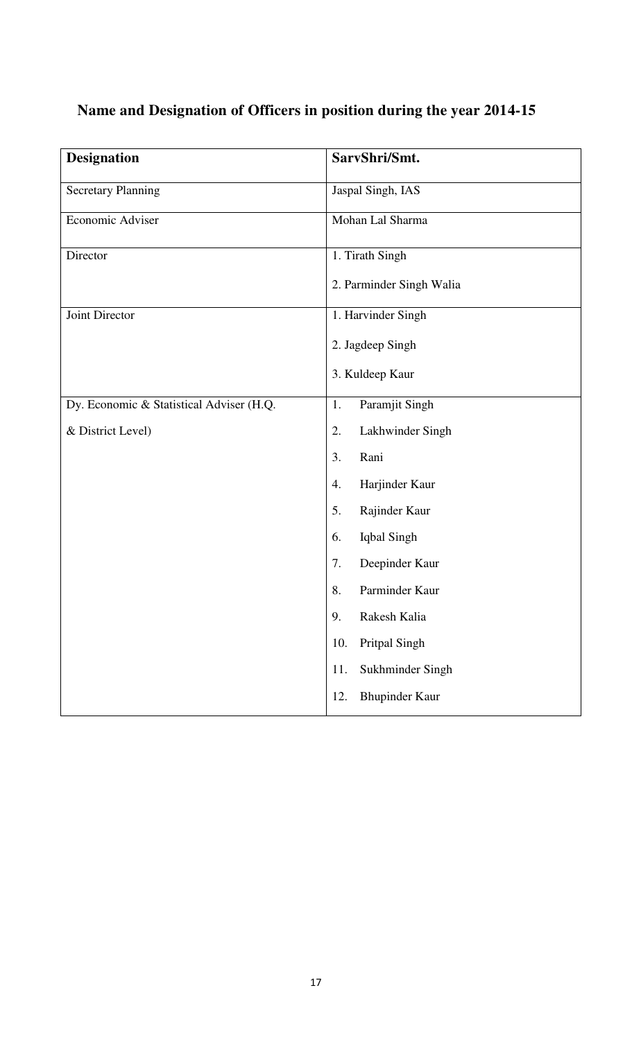# Name and Designation of Officers in position during the year 2014-15

| Designation | SarvShri/Smt. |
| --- | --- |
| Secretary Planning | Jaspal Singh, IAS |
| Economic Adviser | Mohan Lal Sharma |
| Director | 1. Tirath Singh<br>2. Parminder Singh Walia |
| Joint Director | 1. Harvinder Singh<br>2. Jagdeep Singh<br>3. Kuldeep Kaur |
| Dy. Economic & Statistical Adviser (H.Q. & District Level) | 1. Paramjit Singh<br>2. Lakhwinder Singh<br>3. Rani<br>4. Harjinder Kaur<br>5. Rajinder Kaur<br>6. Iqbal Singh<br>7. Deepinder Kaur<br>8. Parminder Kaur<br>9. Rakesh Kalia<br>10. Pritpal Singh<br>11. Sukhminder Singh<br>12. Bhupinder Kaur |